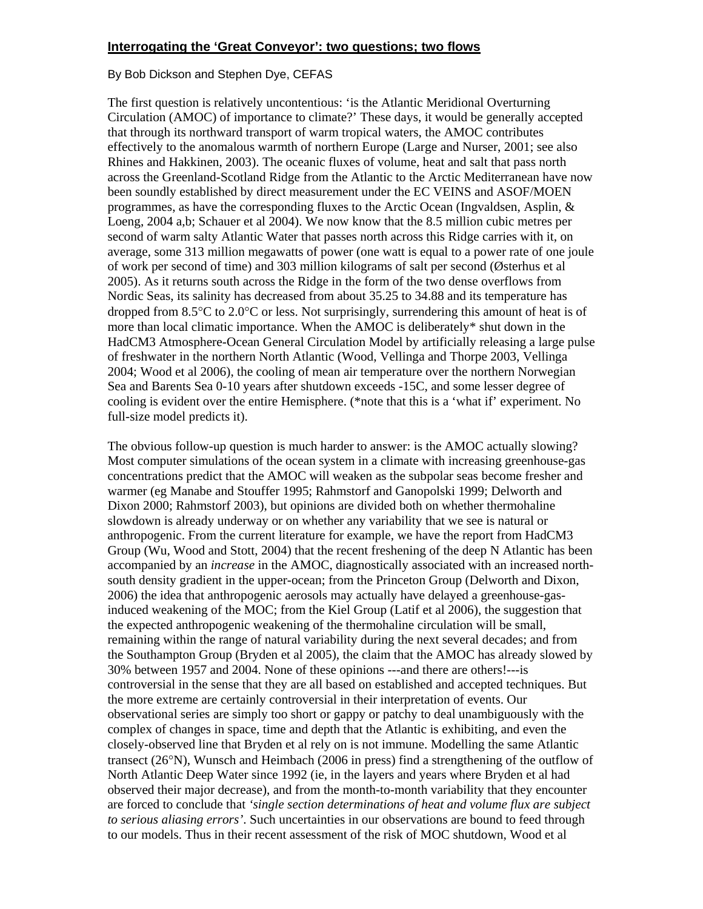# Interrogating the 'Great Conveyor': two questions; two flows

By Bob Dickson and Stephen Dye, CEFAS

The first question is relatively uncontentious: 'is the Atlantic Meridional Overturning Circulation (AMOC) of importance to climate?' These days, it would be generally accepted that through its northward transport of warm tropical waters, the AMOC contributes effectively to the anomalous warmth of northern Europe (Large and Nurser, 2001; see also Rhines and Hakkinen, 2003). The oceanic fluxes of volume, heat and salt that pass north across the Greenland-Scotland Ridge from the Atlantic to the Arctic Mediterranean have now been soundly established by direct measurement under the EC VEINS and ASOF/MOEN programmes, as have the corresponding fluxes to the Arctic Ocean (Ingvaldsen, Asplin, & Loeng, 2004 a,b; Schauer et al 2004). We now know that the 8.5 million cubic metres per second of warm salty Atlantic Water that passes north across this Ridge carries with it, on average, some 313 million megawatts of power (one watt is equal to a power rate of one joule of work per second of time) and 303 million kilograms of salt per second (Østerhus et al 2005). As it returns south across the Ridge in the form of the two dense overflows from Nordic Seas, its salinity has decreased from about 35.25 to 34.88 and its temperature has dropped from 8.5°C to 2.0°C or less. Not surprisingly, surrendering this amount of heat is of more than local climatic importance. When the AMOC is deliberately* shut down in the HadCM3 Atmosphere-Ocean General Circulation Model by artificially releasing a large pulse of freshwater in the northern North Atlantic (Wood, Vellinga and Thorpe 2003, Vellinga 2004; Wood et al 2006), the cooling of mean air temperature over the northern Norwegian Sea and Barents Sea 0-10 years after shutdown exceeds -15C, and some lesser degree of cooling is evident over the entire Hemisphere. (*note that this is a 'what if' experiment. No full-size model predicts it).

The obvious follow-up question is much harder to answer: is the AMOC actually slowing? Most computer simulations of the ocean system in a climate with increasing greenhouse-gas concentrations predict that the AMOC will weaken as the subpolar seas become fresher and warmer (eg Manabe and Stouffer 1995; Rahmstorf and Ganopolski 1999; Delworth and Dixon 2000; Rahmstorf 2003), but opinions are divided both on whether thermohaline slowdown is already underway or on whether any variability that we see is natural or anthropogenic. From the current literature for example, we have the report from HadCM3 Group (Wu, Wood and Stott, 2004) that the recent freshening of the deep N Atlantic has been accompanied by an *increase* in the AMOC, diagnostically associated with an increased north-south density gradient in the upper-ocean; from the Princeton Group (Delworth and Dixon, 2006) the idea that anthropogenic aerosols may actually have delayed a greenhouse-gas-induced weakening of the MOC; from the Kiel Group (Latif et al 2006), the suggestion that the expected anthropogenic weakening of the thermohaline circulation will be small, remaining within the range of natural variability during the next several decades; and from the Southampton Group (Bryden et al 2005), the claim that the AMOC has already slowed by 30% between 1957 and 2004. None of these opinions ---and there are others!---is controversial in the sense that they are all based on established and accepted techniques. But the more extreme are certainly controversial in their interpretation of events. Our observational series are simply too short or gappy or patchy to deal unambiguously with the complex of changes in space, time and depth that the Atlantic is exhibiting, and even the closely-observed line that Bryden et al rely on is not immune. Modelling the same Atlantic transect (26°N), Wunsch and Heimbach (2006 in press) find a strengthening of the outflow of North Atlantic Deep Water since 1992 (ie, in the layers and years where Bryden et al had observed their major decrease), and from the month-to-month variability that they encounter are forced to conclude that *'single section determinations of heat and volume flux are subject to serious aliasing errors'*. Such uncertainties in our observations are bound to feed through to our models. Thus in their recent assessment of the risk of MOC shutdown, Wood et al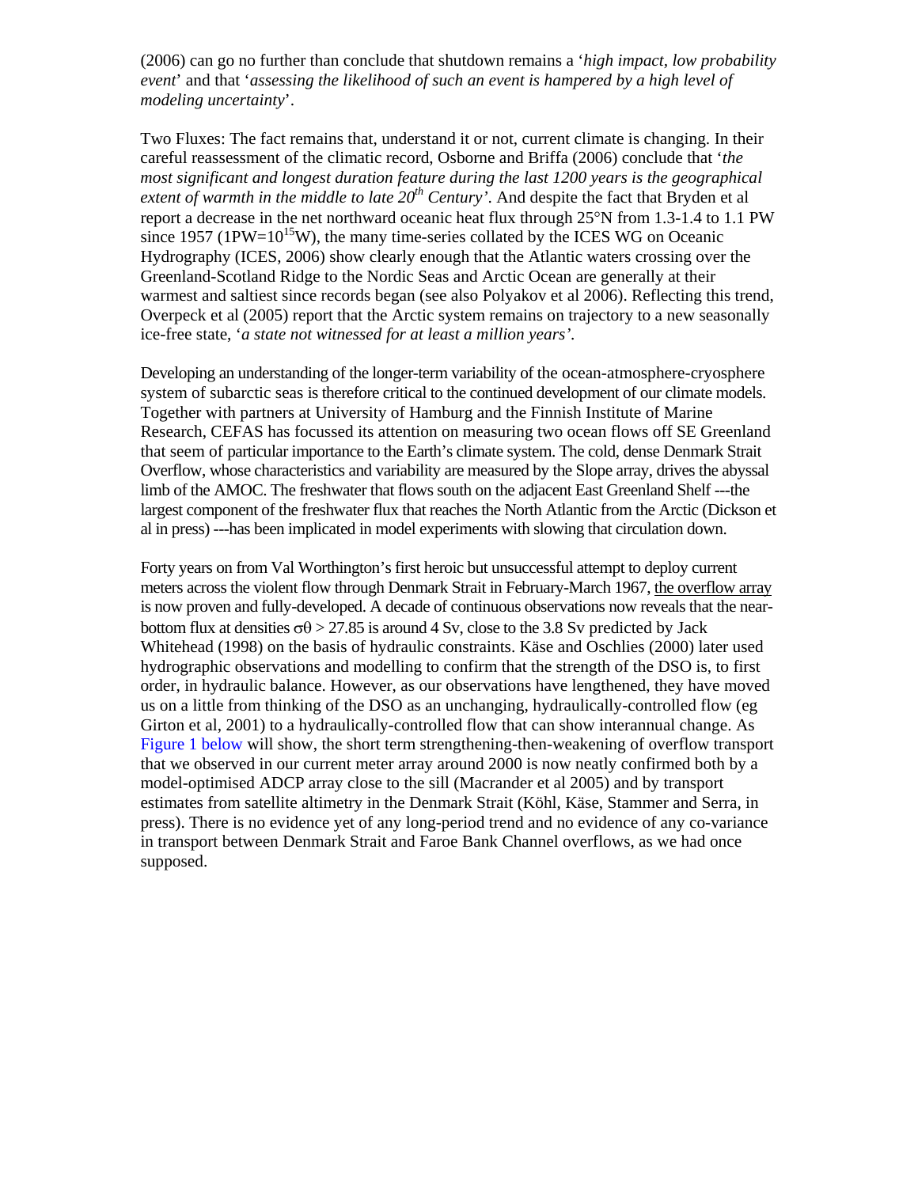(2006) can go no further than conclude that shutdown remains a '*high impact, low probability event*' and that '*assessing the likelihood of such an event is hampered by a high level of modeling uncertainty*'.

Two Fluxes: The fact remains that, understand it or not, current climate is changing. In their careful reassessment of the climatic record, Osborne and Briffa (2006) conclude that '*the most significant and longest duration feature during the last 1200 years is the geographical extent of warmth in the middle to late 20$^{th}$ Century'*. And despite the fact that Bryden et al report a decrease in the net northward oceanic heat flux through 25°N from 1.3-1.4 to 1.1 PW since 1957 (1PW=$10^{15}$W), the many time-series collated by the ICES WG on Oceanic Hydrography (ICES, 2006) show clearly enough that the Atlantic waters crossing over the Greenland-Scotland Ridge to the Nordic Seas and Arctic Ocean are generally at their warmest and saltiest since records began (see also Polyakov et al 2006). Reflecting this trend, Overpeck et al (2005) report that the Arctic system remains on trajectory to a new seasonally ice-free state, '*a state not witnessed for at least a million years'*.

Developing an understanding of the longer-term variability of the ocean-atmosphere-cryosphere system of subarctic seas is therefore critical to the continued development of our climate models. Together with partners at University of Hamburg and the Finnish Institute of Marine Research, CEFAS has focussed its attention on measuring two ocean flows off SE Greenland that seem of particular importance to the Earth's climate system. The cold, dense Denmark Strait Overflow, whose characteristics and variability are measured by the Slope array, drives the abyssal limb of the AMOC. The freshwater that flows south on the adjacent East Greenland Shelf ---the largest component of the freshwater flux that reaches the North Atlantic from the Arctic (Dickson et al in press) ---has been implicated in model experiments with slowing that circulation down.

Forty years on from Val Worthington's first heroic but unsuccessful attempt to deploy current meters across the violent flow through Denmark Strait in February-March 1967, the overflow array is now proven and fully-developed. A decade of continuous observations now reveals that the near-bottom flux at densities $\sigma\theta > 27.85$ is around 4 Sv, close to the 3.8 Sv predicted by Jack Whitehead (1998) on the basis of hydraulic constraints. Käse and Oschlies (2000) later used hydrographic observations and modelling to confirm that the strength of the DSO is, to first order, in hydraulic balance. However, as our observations have lengthened, they have moved us on a little from thinking of the DSO as an unchanging, hydraulically-controlled flow (eg Girton et al, 2001) to a hydraulically-controlled flow that can show interannual change. As Figure 1 below will show, the short term strengthening-then-weakening of overflow transport that we observed in our current meter array around 2000 is now neatly confirmed both by a model-optimised ADCP array close to the sill (Macrander et al 2005) and by transport estimates from satellite altimetry in the Denmark Strait (Köhl, Käse, Stammer and Serra, in press). There is no evidence yet of any long-period trend and no evidence of any co-variance in transport between Denmark Strait and Faroe Bank Channel overflows, as we had once supposed.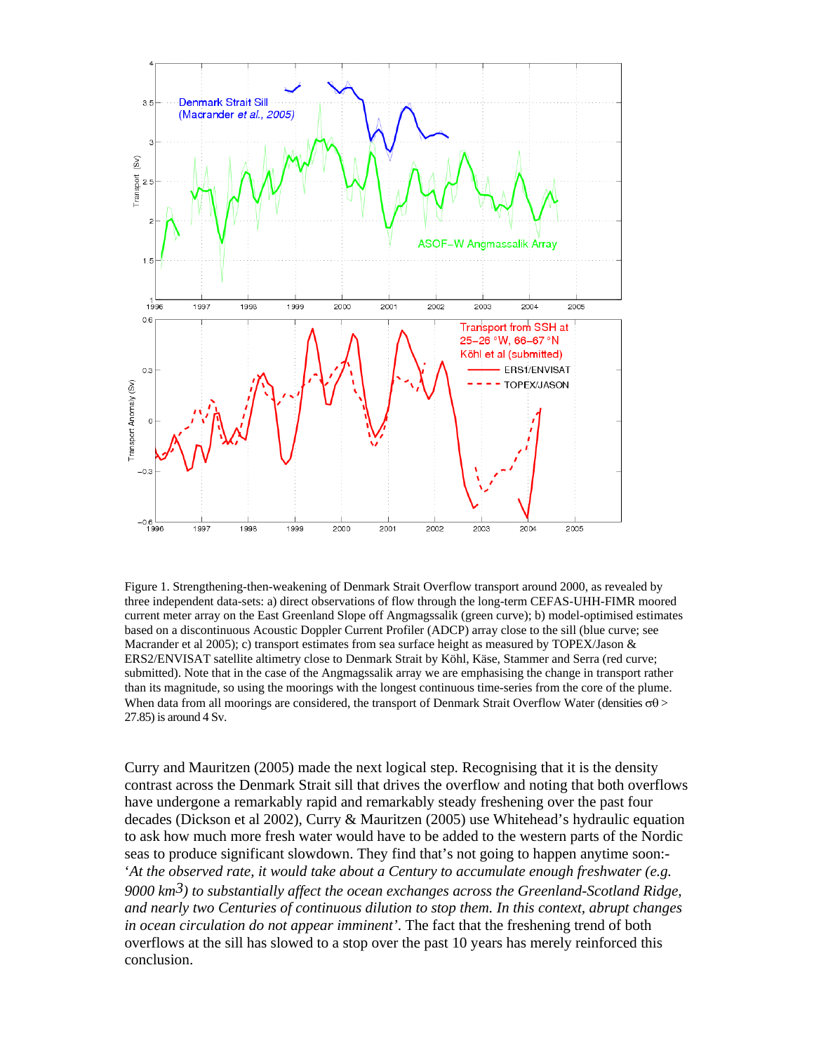Figure 1. Strengthening-then-weakening of Denmark Strait Overflow transport around 2000, as revealed by three independent data-sets: a) direct observations of flow through the long-term CEFAS-UHH-FIMR moored current meter array on the East Greenland Slope off Angmagssalik (green curve); b) model-optimised estimates based on a discontinuous Acoustic Doppler Current Profiler (ADCP) array close to the sill (blue curve; see Macrander et al 2005); c) transport estimates from sea surface height as measured by TOPEX/Jason & ERS2/ENVISAT satellite altimetry close to Denmark Strait by Köhl, Käse, Stammer and Serra (red curve; submitted). Note that in the case of the Angmagssalik array we are emphasising the change in transport rather than its magnitude, so using the moorings with the longest continuous time-series from the core of the plume. When data from all moorings are considered, the transport of Denmark Strait Overflow Water (densities $\sigma\theta >$ 27.85) is around 4 Sv.

Curry and Mauritzen (2005) made the next logical step. Recognising that it is the density contrast across the Denmark Strait sill that drives the overflow and noting that both overflows have undergone a remarkably rapid and remarkably steady freshening over the past four decades (Dickson et al 2002), Curry & Mauritzen (2005) use Whitehead's hydraulic equation to ask how much more fresh water would have to be added to the western parts of the Nordic seas to produce significant slowdown. They find that's not going to happen anytime soon:- '*At the observed rate, it would take about a Century to accumulate enough freshwater (e.g. 9000 km*$^3$*) to substantially affect the ocean exchanges across the Greenland-Scotland Ridge, and nearly two Centuries of continuous dilution to stop them. In this context, abrupt changes in ocean circulation do not appear imminent*'. The fact that the freshening trend of both overflows at the sill has slowed to a stop over the past 10 years has merely reinforced this conclusion.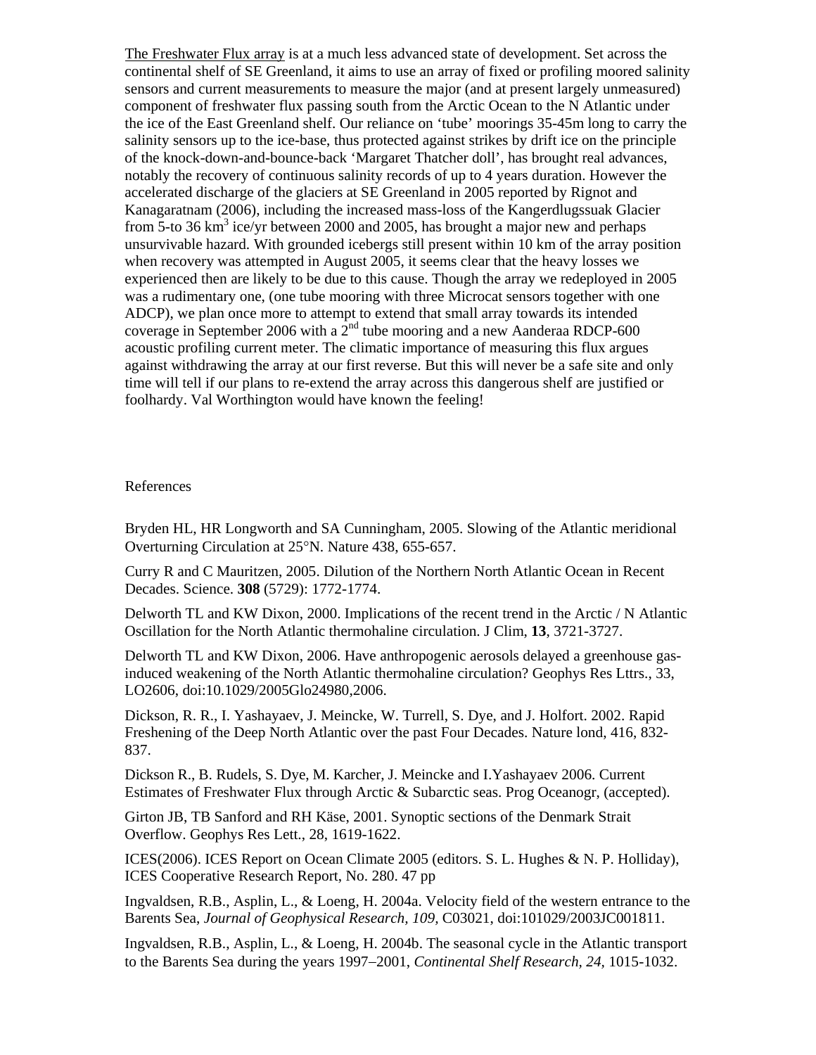The Freshwater Flux array is at a much less advanced state of development. Set across the continental shelf of SE Greenland, it aims to use an array of fixed or profiling moored salinity sensors and current measurements to measure the major (and at present largely unmeasured) component of freshwater flux passing south from the Arctic Ocean to the N Atlantic under the ice of the East Greenland shelf. Our reliance on 'tube' moorings 35-45m long to carry the salinity sensors up to the ice-base, thus protected against strikes by drift ice on the principle of the knock-down-and-bounce-back 'Margaret Thatcher doll', has brought real advances, notably the recovery of continuous salinity records of up to 4 years duration. However the accelerated discharge of the glaciers at SE Greenland in 2005 reported by Rignot and Kanagaratnam (2006), including the increased mass-loss of the Kangerdlugssuak Glacier from 5-to 36 $km^3$ ice/yr between 2000 and 2005, has brought a major new and perhaps unsurvivable hazard. With grounded icebergs still present within 10 km of the array position when recovery was attempted in August 2005, it seems clear that the heavy losses we experienced then are likely to be due to this cause. Though the array we redeployed in 2005 was a rudimentary one, (one tube mooring with three Microcat sensors together with one ADCP), we plan once more to attempt to extend that small array towards its intended coverage in September 2006 with a 2nd tube mooring and a new Aanderaa RDCP-600 acoustic profiling current meter. The climatic importance of measuring this flux argues against withdrawing the array at our first reverse. But this will never be a safe site and only time will tell if our plans to re-extend the array across this dangerous shelf are justified or foolhardy. Val Worthington would have known the feeling!

## References

Bryden HL, HR Longworth and SA Cunningham, 2005. Slowing of the Atlantic meridional Overturning Circulation at 25°N. Nature 438, 655-657.

Curry R and C Mauritzen, 2005. Dilution of the Northern North Atlantic Ocean in Recent Decades. Science. **308** (5729): 1772-1774.

Delworth TL and KW Dixon, 2000. Implications of the recent trend in the Arctic / N Atlantic Oscillation for the North Atlantic thermohaline circulation. J Clim, **13**, 3721-3727.

Delworth TL and KW Dixon, 2006. Have anthropogenic aerosols delayed a greenhouse gas-induced weakening of the North Atlantic thermohaline circulation? Geophys Res Lttrs., 33, LO2606, doi:10.1029/2005Glo24980,2006.

Dickson, R. R., I. Yashayaev, J. Meincke, W. Turrell, S. Dye, and J. Holfort. 2002. Rapid Freshening of the Deep North Atlantic over the past Four Decades. Nature lond, 416, 832-837.

Dickson R., B. Rudels, S. Dye, M. Karcher, J. Meincke and I.Yashayaev 2006. Current Estimates of Freshwater Flux through Arctic & Subarctic seas. Prog Oceanogr, (accepted).

Girton JB, TB Sanford and RH Käse, 2001. Synoptic sections of the Denmark Strait Overflow. Geophys Res Lett., 28, 1619-1622.

ICES(2006). ICES Report on Ocean Climate 2005 (editors. S. L. Hughes & N. P. Holliday), ICES Cooperative Research Report, No. 280. 47 pp

Ingvaldsen, R.B., Asplin, L., & Loeng, H. 2004a. Velocity field of the western entrance to the Barents Sea, *Journal of Geophysical Research, 109,* C03021, doi:101029/2003JC001811.

Ingvaldsen, R.B., Asplin, L., & Loeng, H. 2004b. The seasonal cycle in the Atlantic transport to the Barents Sea during the years 1997–2001, *Continental Shelf Research, 24,* 1015-1032.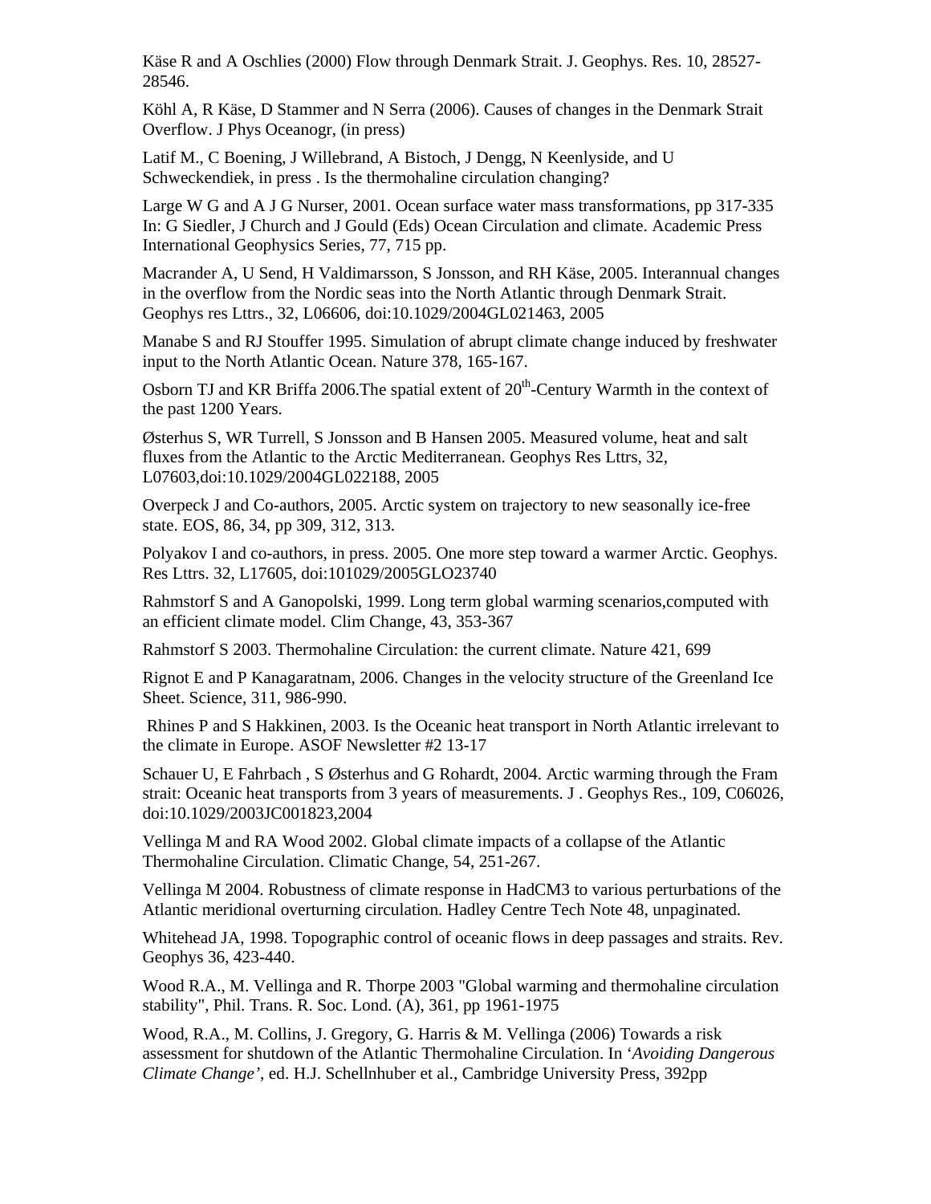Käse R and A Oschlies (2000) Flow through Denmark Strait. J. Geophys. Res. 10, 28527-28546.

Köhl A, R Käse, D Stammer and N Serra (2006). Causes of changes in the Denmark Strait Overflow. J Phys Oceanogr, (in press)

Latif M., C Boening, J Willebrand, A Bistoch, J Dengg, N Keenlyside, and U Schweckendiek, in press . Is the thermohaline circulation changing?

Large W G and A J G Nurser, 2001. Ocean surface water mass transformations, pp 317-335 In: G Siedler, J Church and J Gould (Eds) Ocean Circulation and climate. Academic Press International Geophysics Series, 77, 715 pp.

Macrander A, U Send, H Valdimarsson, S Jonsson, and RH Käse, 2005. Interannual changes in the overflow from the Nordic seas into the North Atlantic through Denmark Strait. Geophys res Lttrs., 32, L06606, doi:10.1029/2004GL021463, 2005

Manabe S and RJ Stouffer 1995. Simulation of abrupt climate change induced by freshwater input to the North Atlantic Ocean. Nature 378, 165-167.

Osborn TJ and KR Briffa 2006.The spatial extent of 20th-Century Warmth in the context of the past 1200 Years.

Østerhus S, WR Turrell, S Jonsson and B Hansen 2005. Measured volume, heat and salt fluxes from the Atlantic to the Arctic Mediterranean. Geophys Res Lttrs, 32, L07603,doi:10.1029/2004GL022188, 2005

Overpeck J and Co-authors, 2005. Arctic system on trajectory to new seasonally ice-free state. EOS, 86, 34, pp 309, 312, 313.

Polyakov I and co-authors, in press. 2005. One more step toward a warmer Arctic. Geophys. Res Lttrs. 32, L17605, doi:101029/2005GLO23740

Rahmstorf S and A Ganopolski, 1999. Long term global warming scenarios,computed with an efficient climate model. Clim Change, 43, 353-367

Rahmstorf S 2003. Thermohaline Circulation: the current climate. Nature 421, 699

Rignot E and P Kanagaratnam, 2006. Changes in the velocity structure of the Greenland Ice Sheet. Science, 311, 986-990.

Rhines P and S Hakkinen, 2003. Is the Oceanic heat transport in North Atlantic irrelevant to the climate in Europe. ASOF Newsletter #2 13-17

Schauer U, E Fahrbach , S Østerhus and G Rohardt, 2004. Arctic warming through the Fram strait: Oceanic heat transports from 3 years of measurements. J . Geophys Res., 109, C06026, doi:10.1029/2003JC001823,2004

Vellinga M and RA Wood 2002. Global climate impacts of a collapse of the Atlantic Thermohaline Circulation. Climatic Change, 54, 251-267.

Vellinga M 2004. Robustness of climate response in HadCM3 to various perturbations of the Atlantic meridional overturning circulation. Hadley Centre Tech Note 48, unpaginated.

Whitehead JA, 1998. Topographic control of oceanic flows in deep passages and straits. Rev. Geophys 36, 423-440.

Wood R.A., M. Vellinga and R. Thorpe 2003 "Global warming and thermohaline circulation stability", Phil. Trans. R. Soc. Lond. (A), 361, pp 1961-1975

Wood, R.A., M. Collins, J. Gregory, G. Harris & M. Vellinga (2006) Towards a risk assessment for shutdown of the Atlantic Thermohaline Circulation. In '*Avoiding Dangerous Climate Change'*, ed. H.J. Schellnhuber et al., Cambridge University Press, 392pp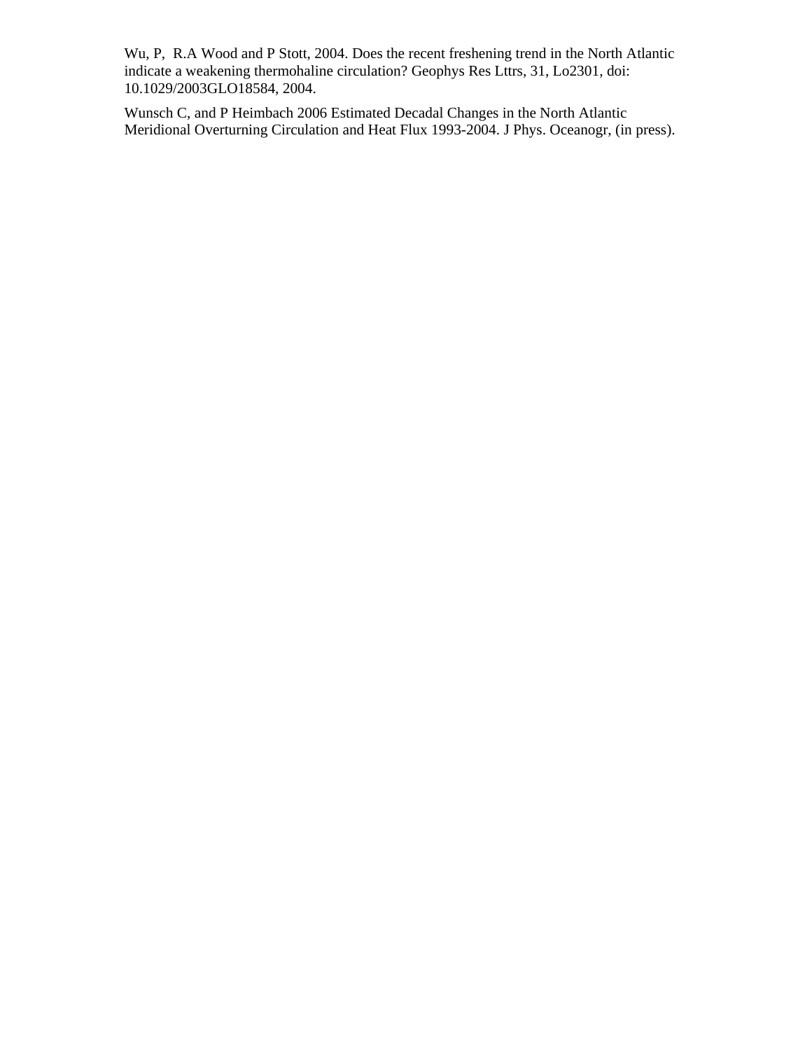Wu, P, R.A Wood and P Stott, 2004. Does the recent freshening trend in the North Atlantic indicate a weakening thermohaline circulation? Geophys Res Lttrs, 31, Lo2301, doi: 10.1029/2003GLO18584, 2004.

Wunsch C, and P Heimbach 2006 Estimated Decadal Changes in the North Atlantic Meridional Overturning Circulation and Heat Flux 1993-2004. J Phys. Oceanogr, (in press).